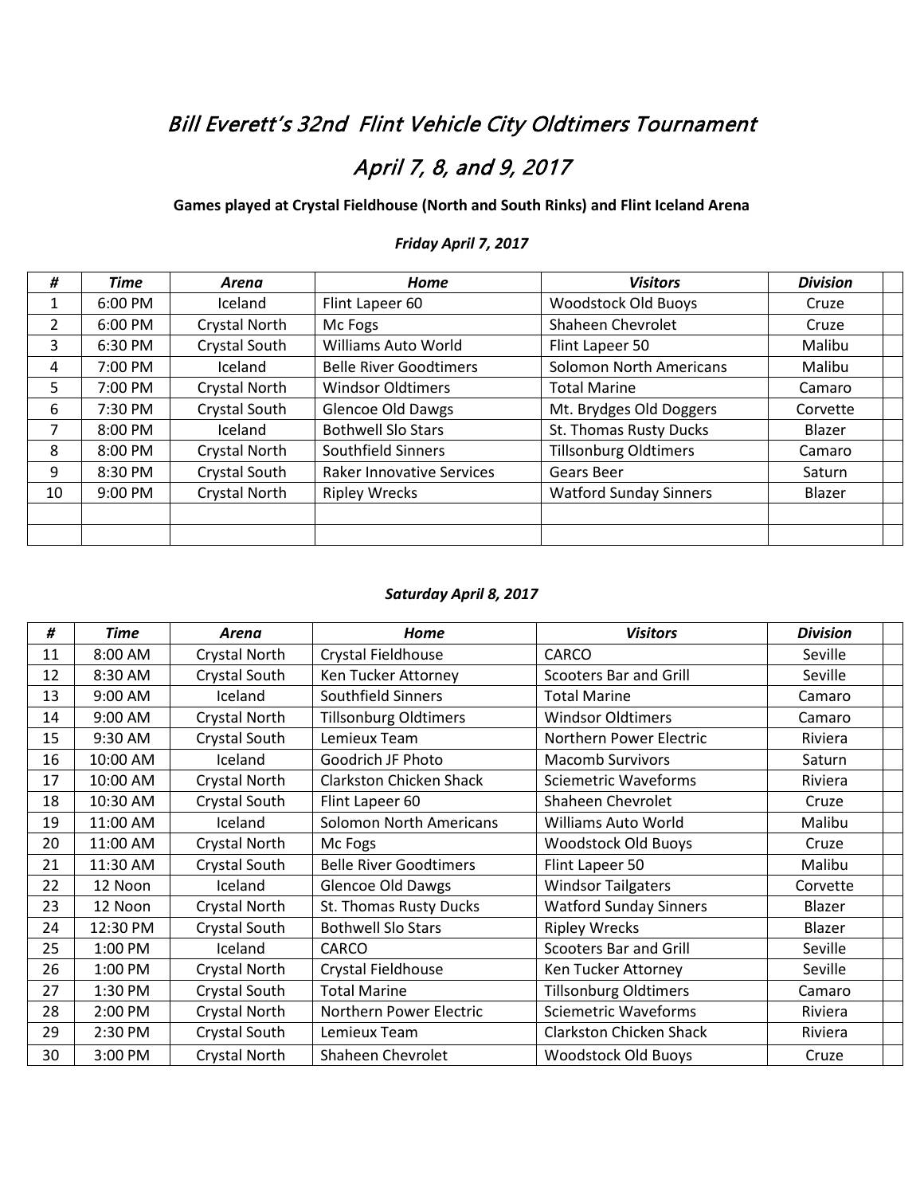# *Bill Everett's 32nd Flint Vehicle City Oldtimers Tournament*

# *April 7, 8, and 9, 2017*

**Games played at Crystal Fieldhouse (North and South Rinks) and Flint Iceland Arena**

***Friday April 7, 2017***

| # | Time | Arena | Home | Visitors | Division | |
|---|---|---|---|---|---|---|
| 1 | 6:00 PM | Iceland | Flint Lapeer 60 | Woodstock Old Buoys | Cruze | |
| 2 | 6:00 PM | Crystal North | Mc Fogs | Shaheen Chevrolet | Cruze | |
| 3 | 6:30 PM | Crystal South | Williams Auto World | Flint Lapeer 50 | Malibu | |
| 4 | 7:00 PM | Iceland | Belle River Goodtimers | Solomon North Americans | Malibu | |
| 5 | 7:00 PM | Crystal North | Windsor Oldtimers | Total Marine | Camaro | |
| 6 | 7:30 PM | Crystal South | Glencoe Old Dawgs | Mt. Brydges Old Doggers | Corvette | |
| 7 | 8:00 PM | Iceland | Bothwell Slo Stars | St. Thomas Rusty Ducks | Blazer | |
| 8 | 8:00 PM | Crystal North | Southfield Sinners | Tillsonburg Oldtimers | Camaro | |
| 9 | 8:30 PM | Crystal South | Raker Innovative Services | Gears Beer | Saturn | |
| 10 | 9:00 PM | Crystal North | Ripley Wrecks | Watford Sunday Sinners | Blazer | |
| | | | | | | |
| | | | | | | |

***Saturday April 8, 2017***

| # | Time | Arena | Home | Visitors | Division | |
|---|---|---|---|---|---|---|
| 11 | 8:00 AM | Crystal North | Crystal Fieldhouse | CARCO | Seville | |
| 12 | 8:30 AM | Crystal South | Ken Tucker Attorney | Scooters Bar and Grill | Seville | |
| 13 | 9:00 AM | Iceland | Southfield Sinners | Total Marine | Camaro | |
| 14 | 9:00 AM | Crystal North | Tillsonburg Oldtimers | Windsor Oldtimers | Camaro | |
| 15 | 9:30 AM | Crystal South | Lemieux Team | Northern Power Electric | Riviera | |
| 16 | 10:00 AM | Iceland | Goodrich JF Photo | Macomb Survivors | Saturn | |
| 17 | 10:00 AM | Crystal North | Clarkston Chicken Shack | Sciemetric Waveforms | Riviera | |
| 18 | 10:30 AM | Crystal South | Flint Lapeer 60 | Shaheen Chevrolet | Cruze | |
| 19 | 11:00 AM | Iceland | Solomon North Americans | Williams Auto World | Malibu | |
| 20 | 11:00 AM | Crystal North | Mc Fogs | Woodstock Old Buoys | Cruze | |
| 21 | 11:30 AM | Crystal South | Belle River Goodtimers | Flint Lapeer 50 | Malibu | |
| 22 | 12 Noon | Iceland | Glencoe Old Dawgs | Windsor Tailgaters | Corvette | |
| 23 | 12 Noon | Crystal North | St. Thomas Rusty Ducks | Watford Sunday Sinners | Blazer | |
| 24 | 12:30 PM | Crystal South | Bothwell Slo Stars | Ripley Wrecks | Blazer | |
| 25 | 1:00 PM | Iceland | CARCO | Scooters Bar and Grill | Seville | |
| 26 | 1:00 PM | Crystal North | Crystal Fieldhouse | Ken Tucker Attorney | Seville | |
| 27 | 1:30 PM | Crystal South | Total Marine | Tillsonburg Oldtimers | Camaro | |
| 28 | 2:00 PM | Crystal North | Northern Power Electric | Sciemetric Waveforms | Riviera | |
| 29 | 2:30 PM | Crystal South | Lemieux Team | Clarkston Chicken Shack | Riviera | |
| 30 | 3:00 PM | Crystal North | Shaheen Chevrolet | Woodstock Old Buoys | Cruze | |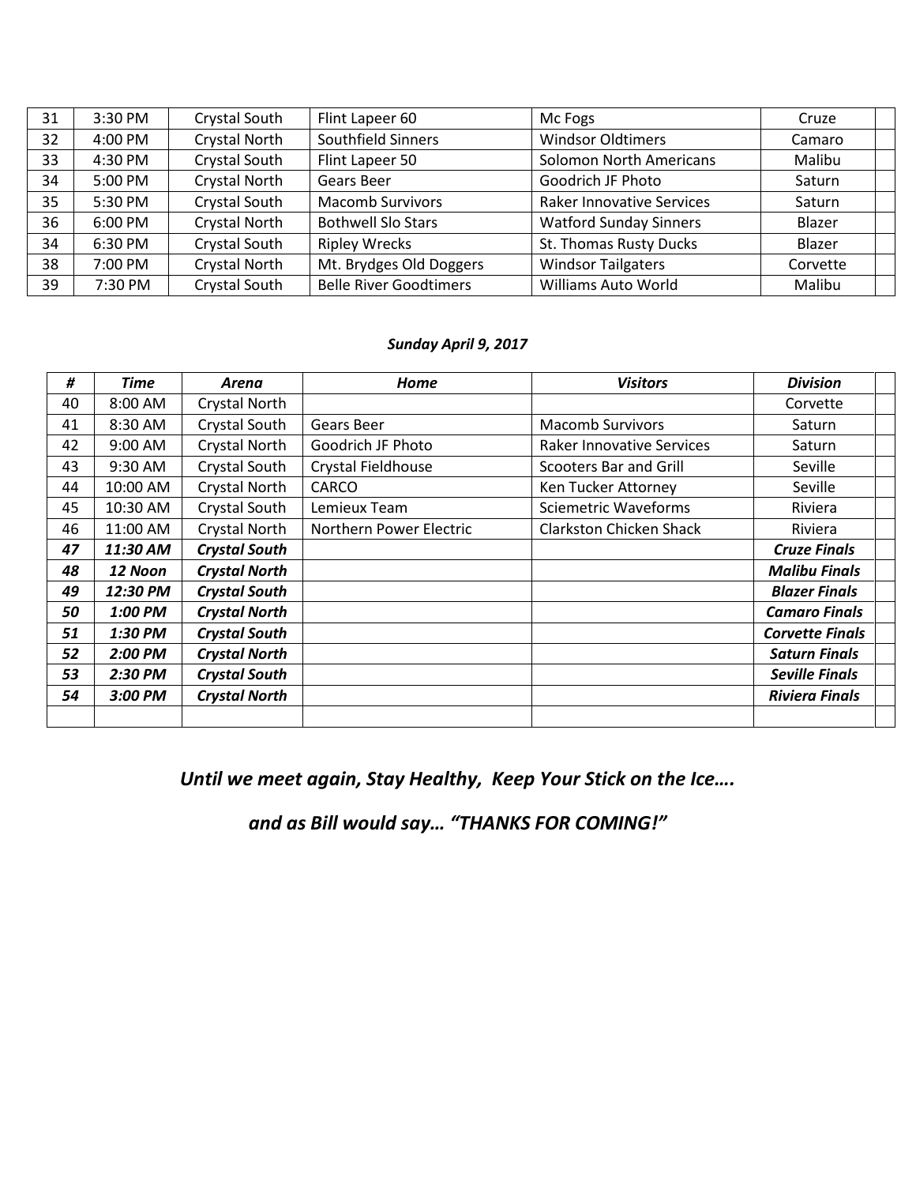| | | | | | | |
|---|---|---|---|---|---|---|
| 31 | 3:30 PM | Crystal South | Flint Lapeer 60 | Mc Fogs | Cruze | |
| 32 | 4:00 PM | Crystal North | Southfield Sinners | Windsor Oldtimers | Camaro | |
| 33 | 4:30 PM | Crystal South | Flint Lapeer 50 | Solomon North Americans | Malibu | |
| 34 | 5:00 PM | Crystal North | Gears Beer | Goodrich JF Photo | Saturn | |
| 35 | 5:30 PM | Crystal South | Macomb Survivors | Raker Innovative Services | Saturn | |
| 36 | 6:00 PM | Crystal North | Bothwell Slo Stars | Watford Sunday Sinners | Blazer | |
| 34 | 6:30 PM | Crystal South | Ripley Wrecks | St. Thomas Rusty Ducks | Blazer | |
| 38 | 7:00 PM | Crystal North | Mt. Brydges Old Doggers | Windsor Tailgaters | Corvette | |
| 39 | 7:30 PM | Crystal South | Belle River Goodtimers | Williams Auto World | Malibu | |

***Sunday April 9, 2017***

| *#* | *Time* | *Arena* | *Home* | *Visitors* | *Division* | |
|---|---|---|---|---|---|---|
| 40 | 8:00 AM | Crystal North | | | Corvette | |
| 41 | 8:30 AM | Crystal South | Gears Beer | Macomb Survivors | Saturn | |
| 42 | 9:00 AM | Crystal North | Goodrich JF Photo | Raker Innovative Services | Saturn | |
| 43 | 9:30 AM | Crystal South | Crystal Fieldhouse | Scooters Bar and Grill | Seville | |
| 44 | 10:00 AM | Crystal North | CARCO | Ken Tucker Attorney | Seville | |
| 45 | 10:30 AM | Crystal South | Lemieux Team | Sciemetric Waveforms | Riviera | |
| 46 | 11:00 AM | Crystal North | Northern Power Electric | Clarkston Chicken Shack | Riviera | |
| ***47*** | ***11:30 AM*** | ***Crystal South*** | | | ***Cruze Finals*** | |
| ***48*** | ***12 Noon*** | ***Crystal North*** | | | ***Malibu Finals*** | |
| ***49*** | ***12:30 PM*** | ***Crystal South*** | | | ***Blazer Finals*** | |
| ***50*** | ***1:00 PM*** | ***Crystal North*** | | | ***Camaro Finals*** | |
| ***51*** | ***1:30 PM*** | ***Crystal South*** | | | ***Corvette Finals*** | |
| ***52*** | ***2:00 PM*** | ***Crystal North*** | | | ***Saturn Finals*** | |
| ***53*** | ***2:30 PM*** | ***Crystal South*** | | | ***Seville Finals*** | |
| ***54*** | ***3:00 PM*** | ***Crystal North*** | | | ***Riviera Finals*** | |
| | | | | | | |

***Until we meet again, Stay Healthy, Keep Your Stick on the Ice….***

***and as Bill would say… "THANKS FOR COMING!"***